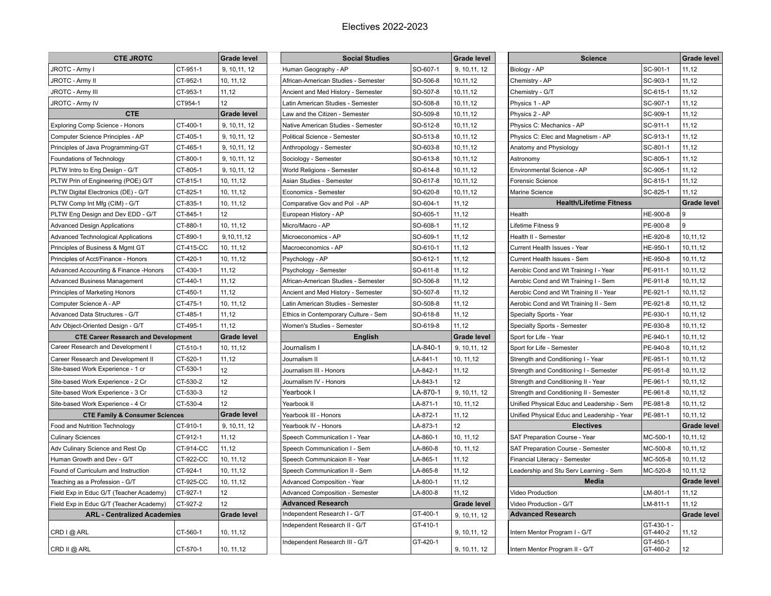# Electives 2022-2023

| CTE JROTC | | Grade level |
|---|---|---|
| JROTC - Army I | CT-951-1 | 9, 10,11, 12 |
| JROTC - Army II | CT-952-1 | 10, 11,12 |
| JROTC - Army III | CT-953-1 | 11,12 |
| JROTC - Army IV | CT954-1 | 12 |
| **CTE** | | **Grade level** |
| Exploring Comp Science - Honors | CT-400-1 | 9, 10,11, 12 |
| Computer Science Principles - AP | CT-405-1 | 9, 10,11, 12 |
| Principles of Java Programming-GT | CT-465-1 | 9, 10,11, 12 |
| Foundations of Technology | CT-800-1 | 9, 10,11, 12 |
| PLTW Intro to Eng Design - G/T | CT-805-1 | 9, 10,11, 12 |
| PLTW Prin of Engineering (POE) G/T | CT-815-1 | 10, 11,12 |
| PLTW Digital Electronics (DE) - G/T | CT-825-1 | 10, 11,12 |
| PLTW Comp Int Mfg (CIM) - G/T | CT-835-1 | 10, 11,12 |
| PLTW Eng Design and Dev EDD - G/T | CT-845-1 | 12 |
| Advanced Design Applications | CT-880-1 | 10, 11,12 |
| Advanced Technological Applications | CT-890-1 | 9,10,11,12 |
| Principles of Business & Mgmt GT | CT-415-CC | 10, 11,12 |
| Principles of Acct/Finance - Honors | CT-420-1 | 10, 11,12 |
| Advanced Accounting & Finance -Honors | CT-430-1 | 11,12 |
| Advanced Business Management | CT-440-1 | 11,12 |
| Principles of Marketing Honors | CT-450-1 | 11,12 |
| Computer Science A - AP | CT-475-1 | 10, 11,12 |
| Advanced Data Structures - G/T | CT-485-1 | 11,12 |
| Adv Object-Oriented Design - G/T | CT-495-1 | 11,12 |
| **CTE Career Research and Development** | | **Grade level** |
| Career Research and Development I | CT-510-1 | 10, 11,12 |
| Career Research and Development II | CT-520-1 | 11,12 |
| Site-based Work Experience - 1 cr | CT-530-1 | 12 |
| Site-based Work Experience - 2 Cr | CT-530-2 | 12 |
| Site-based Work Experience - 3 Cr | CT-530-3 | 12 |
| Site-based Work Experience - 4 Cr | CT-530-4 | 12 |
| **CTE Family & Consumer Sciences** | | **Grade level** |
| Food and Nutrition Technology | CT-910-1 | 9, 10,11, 12 |
| Culinary Sciences | CT-912-1 | 11,12 |
| Adv Culinary Science and Rest Op | CT-914-CC | 11,12 |
| Human Growth and Dev - G/T | CT-922-CC | 10, 11,12 |
| Found of Curriculum and Instruction | CT-924-1 | 10, 11,12 |
| Teaching as a Profession - G/T | CT-925-CC | 10, 11,12 |
| Field Exp in Educ G/T (Teacher Academy) | CT-927-1 | 12 |
| Field Exp in Educ G/T (Teacher Academy) | CT-927-2 | 12 |
| **ARL - Centralized Academies** | | **Grade level** |
| CRD I @ ARL | CT-560-1 | 10, 11,12 |
| CRD II @ ARL | CT-570-1 | 10, 11,12 |

| Social Studies | | Grade level |
|---|---|---|
| Human Geography - AP | SO-607-1 | 9, 10,11, 12 |
| African-American Studies - Semester | SO-506-8 | 10,11,12 |
| Ancient and Med History - Semester | SO-507-8 | 10,11,12 |
| Latin American Studies - Semester | SO-508-8 | 10,11,12 |
| Law and the Citizen - Semester | SO-509-8 | 10,11,12 |
| Native American Studies - Semester | SO-512-8 | 10,11,12 |
| Political Science - Semester | SO-513-8 | 10,11,12 |
| Anthropology - Semester | SO-603-8 | 10,11,12 |
| Sociology - Semester | SO-613-8 | 10,11,12 |
| World Religions - Semester | SO-614-8 | 10,11,12 |
| Asian Studies - Semester | SO-617-8 | 10,11,12 |
| Economics - Semester | SO-620-8 | 10,11,12 |
| Comparative Gov and Pol - AP | SO-604-1 | 11,12 |
| European History - AP | SO-605-1 | 11,12 |
| Micro/Macro - AP | SO-608-1 | 11,12 |
| Microeconomics - AP | SO-609-1 | 11,12 |
| Macroeconomics - AP | SO-610-1 | 11,12 |
| Psychology - AP | SO-612-1 | 11,12 |
| Psychology - Semester | SO-611-8 | 11,12 |
| African-American Studies - Semester | SO-506-8 | 11,12 |
| Ancient and Med History - Semester | SO-507-8 | 11,12 |
| Latin American Studies - Semester | SO-508-8 | 11,12 |
| Ethics in Contemporary Culture - Sem | SO-618-8 | 11,12 |
| Women's Studies - Semester | SO-619-8 | 11,12 |
| **English** | | **Grade level** |
| Journalism I | LA-840-1 | 9, 10,11, 12 |
| Journalism II | LA-841-1 | 10, 11,12 |
| Journalism III - Honors | LA-842-1 | 11,12 |
| Journalism IV - Honors | LA-843-1 | 12 |
| Yearbook I | LA-870-1 | 9, 10,11, 12 |
| Yearbook II | LA-871-1 | 10, 11,12 |
| Yearbook III - Honors | LA-872-1 | 11,12 |
| Yearbook IV - Honors | LA-873-1 | 12 |
| Speech Communication I - Year | LA-860-1 | 10, 11,12 |
| Speech Communication I - Sem | LA-860-8 | 10, 11,12 |
| Speech Communicaion II - Year | LA-865-1 | 11,12 |
| Speech Communication II - Sem | LA-865-8 | 11,12 |
| Advanced Composition - Year | LA-800-1 | 11,12 |
| Advanced Composition - Semester | LA-800-8 | 11,12 |
| **Advanced Research** | | **Grade level** |
| Independent Research I - G/T | GT-400-1 | 9, 10,11, 12 |
| Independent Research II - G/T | GT-410-1 | 9, 10,11, 12 |
| Independent Research III - G/T | GT-420-1 | 9, 10,11, 12 |

| Science | | Grade level |
|---|---|---|
| Biology - AP | SC-901-1 | 11,12 |
| Chemistry - AP | SC-903-1 | 11,12 |
| Chemistry - G/T | SC-615-1 | 11,12 |
| Physics 1 - AP | SC-907-1 | 11,12 |
| Physics 2 - AP | SC-909-1 | 11,12 |
| Physics C: Mechanics - AP | SC-911-1 | 11,12 |
| Physics C: Elec and Magnetism - AP | SC-913-1 | 11,12 |
| Anatomy and Physiology | SC-801-1 | 11,12 |
| Astronomy | SC-805-1 | 11,12 |
| Environmental Science - AP | SC-905-1 | 11,12 |
| Forensic Science | SC-815-1 | 11,12 |
| Marine Science | SC-825-1 | 11,12 |
| **Health/Lifetime Fitness** | | **Grade level** |
| Health | HE-900-8 | 9 |
| Lifetime Fitness 9 | PE-900-8 | 9 |
| Health II - Semester | HE-920-8 | 10,11,12 |
| Current Health Issues - Year | HE-950-1 | 10,11,12 |
| Current Health Issues - Sem | HE-950-8 | 10,11,12 |
| Aerobic Cond and Wt Training I - Year | PE-911-1 | 10,11,12 |
| Aerobic Cond and Wt Training I - Sem | PE-911-8 | 10,11,12 |
| Aerobic Cond and Wt Training II - Year | PE-921-1 | 10,11,12 |
| Aerobic Cond and Wt Training II - Sem | PE-921-8 | 10,11,12 |
| Specialty Sports - Year | PE-930-1 | 10,11,12 |
| Specialty Sports - Semester | PE-930-8 | 10,11,12 |
| Sport for Life - Year | PE-940-1 | 10,11,12 |
| Sport for Life - Semester | PE-940-8 | 10,11,12 |
| Strength and Conditioning I - Year | PE-951-1 | 10,11,12 |
| Strength and Conditioning I - Semester | PE-951-8 | 10,11,12 |
| Strength and Conditioning II - Year | PE-961-1 | 10,11,12 |
| Strength and Conditioning II - Semester | PE-961-8 | 10,11,12 |
| Unified Physical Educ and Leadership - Sem | PE-981-8 | 10,11,12 |
| Unified Physical Educ and Leadership - Year | PE-981-1 | 10,11,12 |
| **Electives** | | **Grade level** |
| SAT Preparation Course - Year | MC-500-1 | 10,11,12 |
| SAT Preparation Course - Semester | MC-500-8 | 10,11,12 |
| Financial Literacy - Semester | MC-505-8 | 10,11,12 |
| Leadership and Stu Serv Learning - Sem | MC-520-8 | 10,11,12 |
| **Media** | | **Grade level** |
| Video Production | LM-801-1 | 11,12 |
| Video Production - G/T | LM-811-1 | 11,12 |
| **Advanced Research** | | **Grade level** |
| Intern Mentor Program I - G/T | GT-430-1 - GT-440-2 | 11,12 |
| Intern Mentor Program II - G/T | GT-450-1 GT-460-2 | 12 |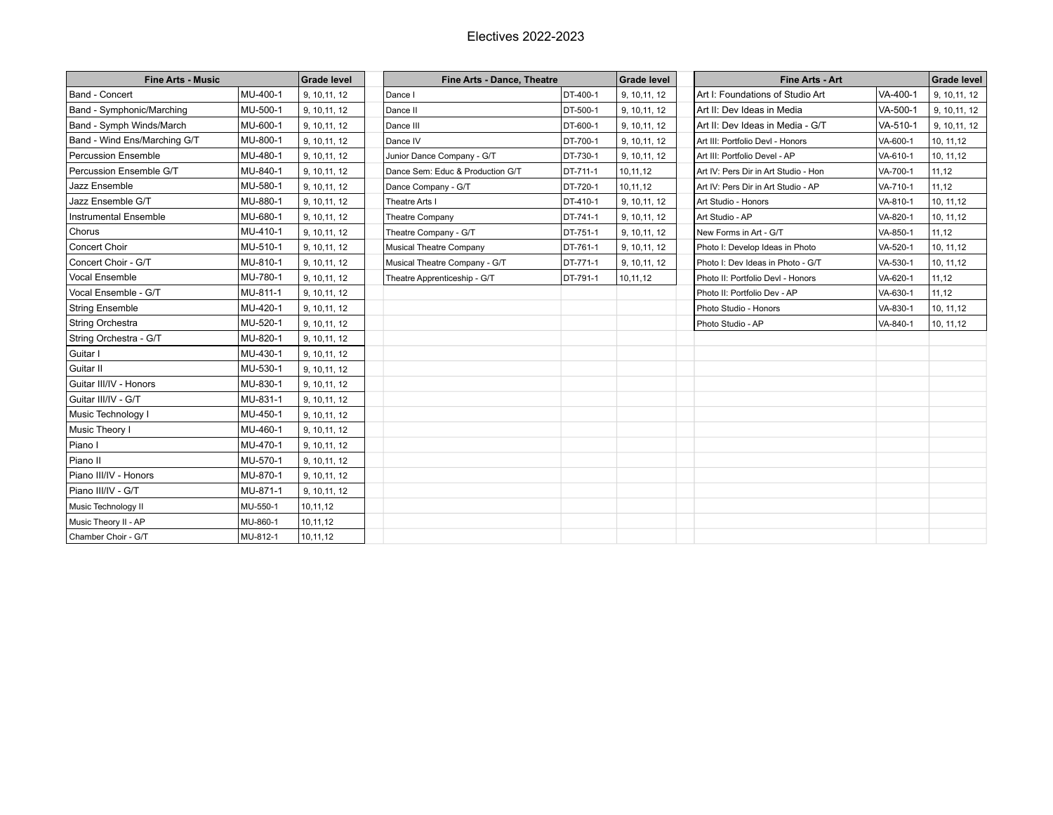# Electives 2022-2023

| Fine Arts - Music | | Grade level |
|---|---|---|
| Band - Concert | MU-400-1 | 9, 10,11, 12 |
| Band - Symphonic/Marching | MU-500-1 | 9, 10,11, 12 |
| Band - Symph Winds/March | MU-600-1 | 9, 10,11, 12 |
| Band - Wind Ens/Marching G/T | MU-800-1 | 9, 10,11, 12 |
| Percussion Ensemble | MU-480-1 | 9, 10,11, 12 |
| Percussion Ensemble G/T | MU-840-1 | 9, 10,11, 12 |
| Jazz Ensemble | MU-580-1 | 9, 10,11, 12 |
| Jazz Ensemble G/T | MU-880-1 | 9, 10,11, 12 |
| Instrumental Ensemble | MU-680-1 | 9, 10,11, 12 |
| Chorus | MU-410-1 | 9, 10,11, 12 |
| Concert Choir | MU-510-1 | 9, 10,11, 12 |
| Concert Choir - G/T | MU-810-1 | 9, 10,11, 12 |
| Vocal Ensemble | MU-780-1 | 9, 10,11, 12 |
| Vocal Ensemble - G/T | MU-811-1 | 9, 10,11, 12 |
| String Ensemble | MU-420-1 | 9, 10,11, 12 |
| String Orchestra | MU-520-1 | 9, 10,11, 12 |
| String Orchestra - G/T | MU-820-1 | 9, 10,11, 12 |
| Guitar I | MU-430-1 | 9, 10,11, 12 |
| Guitar II | MU-530-1 | 9, 10,11, 12 |
| Guitar III/IV - Honors | MU-830-1 | 9, 10,11, 12 |
| Guitar III/IV - G/T | MU-831-1 | 9, 10,11, 12 |
| Music Technology I | MU-450-1 | 9, 10,11, 12 |
| Music Theory I | MU-460-1 | 9, 10,11, 12 |
| Piano I | MU-470-1 | 9, 10,11, 12 |
| Piano II | MU-570-1 | 9, 10,11, 12 |
| Piano III/IV - Honors | MU-870-1 | 9, 10,11, 12 |
| Piano III/IV - G/T | MU-871-1 | 9, 10,11, 12 |
| Music Technology II | MU-550-1 | 10,11,12 |
| Music Theory II - AP | MU-860-1 | 10,11,12 |
| Chamber Choir - G/T | MU-812-1 | 10,11,12 |

| Fine Arts - Dance, Theatre | | Grade level |
|---|---|---|
| Dance I | DT-400-1 | 9, 10,11, 12 |
| Dance II | DT-500-1 | 9, 10,11, 12 |
| Dance III | DT-600-1 | 9, 10,11, 12 |
| Dance IV | DT-700-1 | 9, 10,11, 12 |
| Junior Dance Company - G/T | DT-730-1 | 9, 10,11, 12 |
| Dance Sem: Educ & Production G/T | DT-711-1 | 10,11,12 |
| Dance Company - G/T | DT-720-1 | 10,11,12 |
| Theatre Arts I | DT-410-1 | 9, 10,11, 12 |
| Theatre Company | DT-741-1 | 9, 10,11, 12 |
| Theatre Company - G/T | DT-751-1 | 9, 10,11, 12 |
| Musical Theatre Company | DT-761-1 | 9, 10,11, 12 |
| Musical Theatre Company - G/T | DT-771-1 | 9, 10,11, 12 |
| Theatre Apprenticeship - G/T | DT-791-1 | 10,11,12 |

| Fine Arts - Art | | Grade level |
|---|---|---|
| Art I: Foundations of Studio Art | VA-400-1 | 9, 10,11, 12 |
| Art II: Dev Ideas in Media | VA-500-1 | 9, 10,11, 12 |
| Art II: Dev Ideas in Media - G/T | VA-510-1 | 9, 10,11, 12 |
| Art III: Portfolio Devl - Honors | VA-600-1 | 10, 11,12 |
| Art III: Portfolio Devel - AP | VA-610-1 | 10, 11,12 |
| Art IV: Pers Dir in Art Studio - Hon | VA-700-1 | 11,12 |
| Art IV: Pers Dir in Art Studio - AP | VA-710-1 | 11,12 |
| Art Studio - Honors | VA-810-1 | 10, 11,12 |
| Art Studio - AP | VA-820-1 | 10, 11,12 |
| New Forms in Art - G/T | VA-850-1 | 11,12 |
| Photo I: Develop Ideas in Photo | VA-520-1 | 10, 11,12 |
| Photo I: Dev Ideas in Photo - G/T | VA-530-1 | 10, 11,12 |
| Photo II: Portfolio Devl - Honors | VA-620-1 | 11,12 |
| Photo II: Portfolio Dev - AP | VA-630-1 | 11,12 |
| Photo Studio - Honors | VA-830-1 | 10, 11,12 |
| Photo Studio - AP | VA-840-1 | 10, 11,12 |